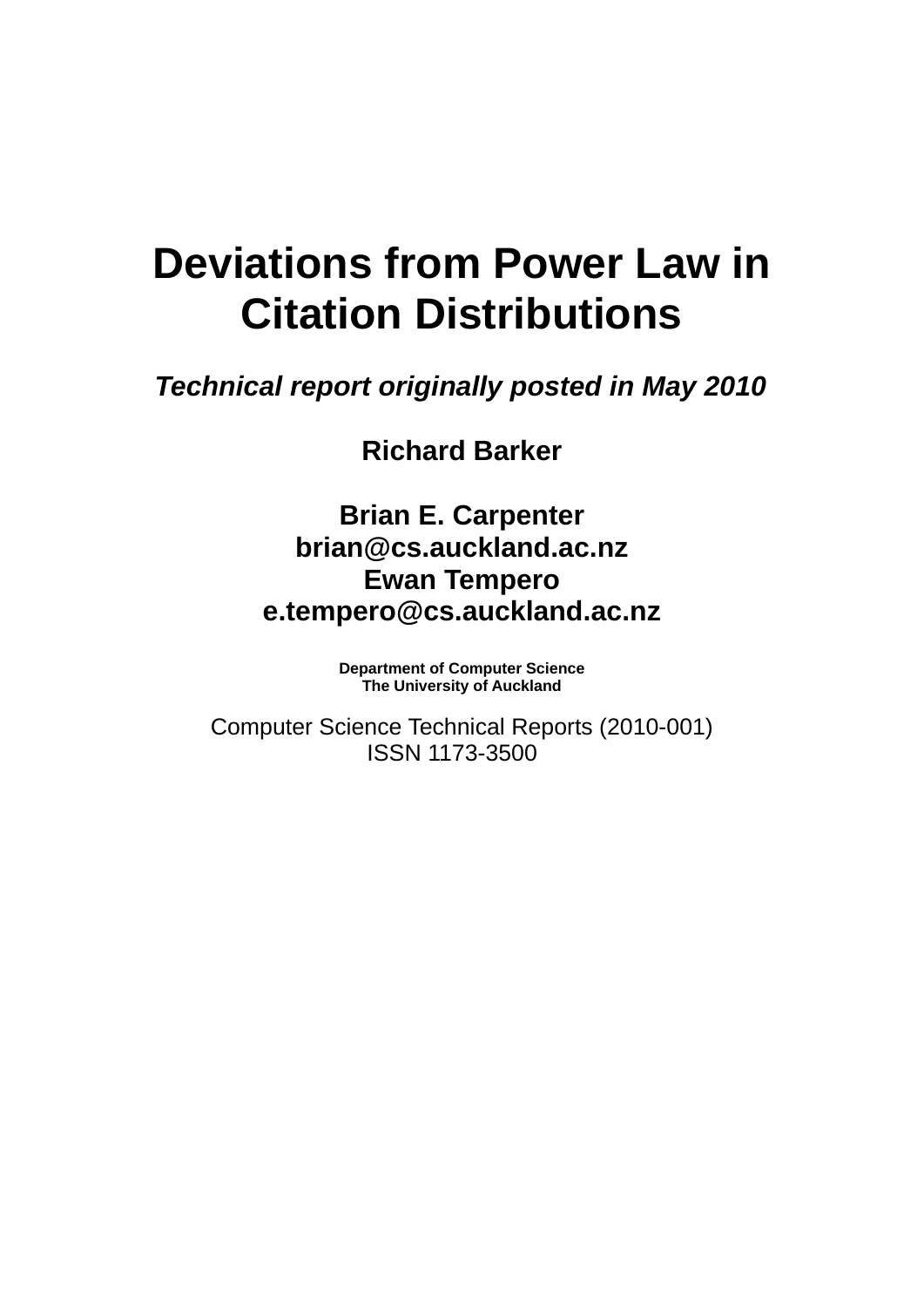# Deviations from Power Law in Citation Distributions

***Technical report originally posted in May 2010***

**Richard Barker**

**Brian E. Carpenter**
**brian@cs.auckland.ac.nz**
**Ewan Tempero**
**e.tempero@cs.auckland.ac.nz**

**Department of Computer Science**
**The University of Auckland**

Computer Science Technical Reports (2010-001)
ISSN 1173-3500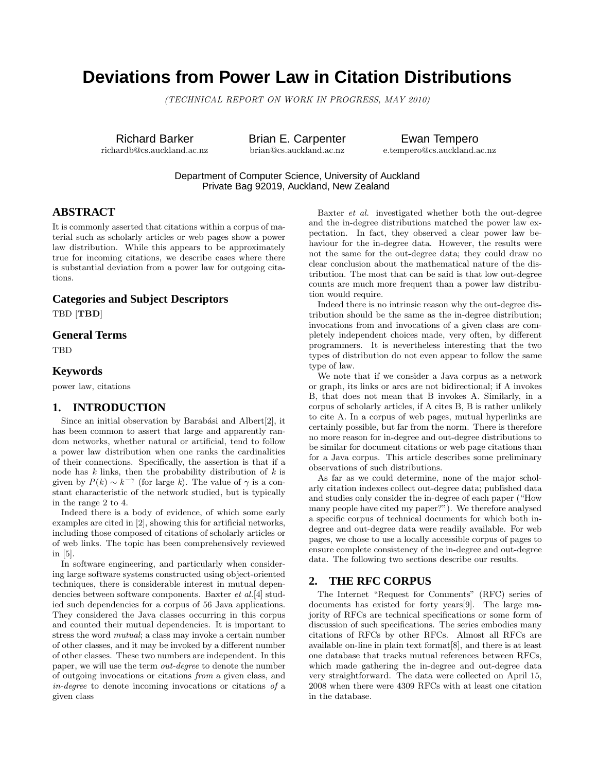# Deviations from Power Law in Citation Distributions

*(TECHNICAL REPORT ON WORK IN PROGRESS, MAY 2010)*

Richard Barker
richardb@cs.auckland.ac.nz

Brian E. Carpenter
brian@cs.auckland.ac.nz

Ewan Tempero
e.tempero@cs.auckland.ac.nz

Department of Computer Science, University of Auckland
Private Bag 92019, Auckland, New Zealand

## ABSTRACT

It is commonly asserted that citations within a corpus of material such as scholarly articles or web pages show a power law distribution. While this appears to be approximately true for incoming citations, we describe cases where there is substantial deviation from a power law for outgoing citations.

### Categories and Subject Descriptors

TBD [**TBD**]

### General Terms

TBD

### Keywords

power law, citations

## 1. INTRODUCTION

Since an initial observation by Barabási and Albert[2], it has been common to assert that large and apparently random networks, whether natural or artificial, tend to follow a power law distribution when one ranks the cardinalities of their connections. Specifically, the assertion is that if a node has $k$ links, then the probability distribution of $k$ is given by $P(k) \sim k^{-\gamma}$ (for large $k$). The value of $\gamma$ is a constant characteristic of the network studied, but is typically in the range 2 to 4.

Indeed there is a body of evidence, of which some early examples are cited in [2], showing this for artificial networks, including those composed of citations of scholarly articles or of web links. The topic has been comprehensively reviewed in [5].

In software engineering, and particularly when considering large software systems constructed using object-oriented techniques, there is considerable interest in mutual dependencies between software components. Baxter *et al.*[4] studied such dependencies for a corpus of 56 Java applications. They considered the Java classes occurring in this corpus and counted their mutual dependencies. It is important to stress the word *mutual*; a class may invoke a certain number of other classes, and it may be invoked by a different number of other classes. These two numbers are independent. In this paper, we will use the term *out-degree* to denote the number of outgoing invocations or citations *from* a given class, and *in-degree* to denote incoming invocations or citations *of* a given class

Baxter *et al.* investigated whether both the out-degree and the in-degree distributions matched the power law expectation. In fact, they observed a clear power law behaviour for the in-degree data. However, the results were not the same for the out-degree data; they could draw no clear conclusion about the mathematical nature of the distribution. The most that can be said is that low out-degree counts are much more frequent than a power law distribution would require.

Indeed there is no intrinsic reason why the out-degree distribution should be the same as the in-degree distribution; invocations from and invocations of a given class are completely independent choices made, very often, by different programmers. It is nevertheless interesting that the two types of distribution do not even appear to follow the same type of law.

We note that if we consider a Java corpus as a network or graph, its links or arcs are not bidirectional; if A invokes B, that does not mean that B invokes A. Similarly, in a corpus of scholarly articles, if A cites B, B is rather unlikely to cite A. In a corpus of web pages, mutual hyperlinks are certainly possible, but far from the norm. There is therefore no more reason for in-degree and out-degree distributions to be similar for document citations or web page citations than for a Java corpus. This article describes some preliminary observations of such distributions.

As far as we could determine, none of the major scholarly citation indexes collect out-degree data; published data and studies only consider the in-degree of each paper ("How many people have cited my paper?"). We therefore analysed a specific corpus of technical documents for which both in-degree and out-degree data were readily available. For web pages, we chose to use a locally accessible corpus of pages to ensure complete consistency of the in-degree and out-degree data. The following two sections describe our results.

## 2. THE RFC CORPUS

The Internet "Request for Comments" (RFC) series of documents has existed for forty years[9]. The large majority of RFCs are technical specifications or some form of discussion of such specifications. The series embodies many citations of RFCs by other RFCs. Almost all RFCs are available on-line in plain text format[8], and there is at least one database that tracks mutual references between RFCs, which made gathering the in-degree and out-degree data very straightforward. The data were collected on April 15, 2008 when there were 4309 RFCs with at least one citation in the database.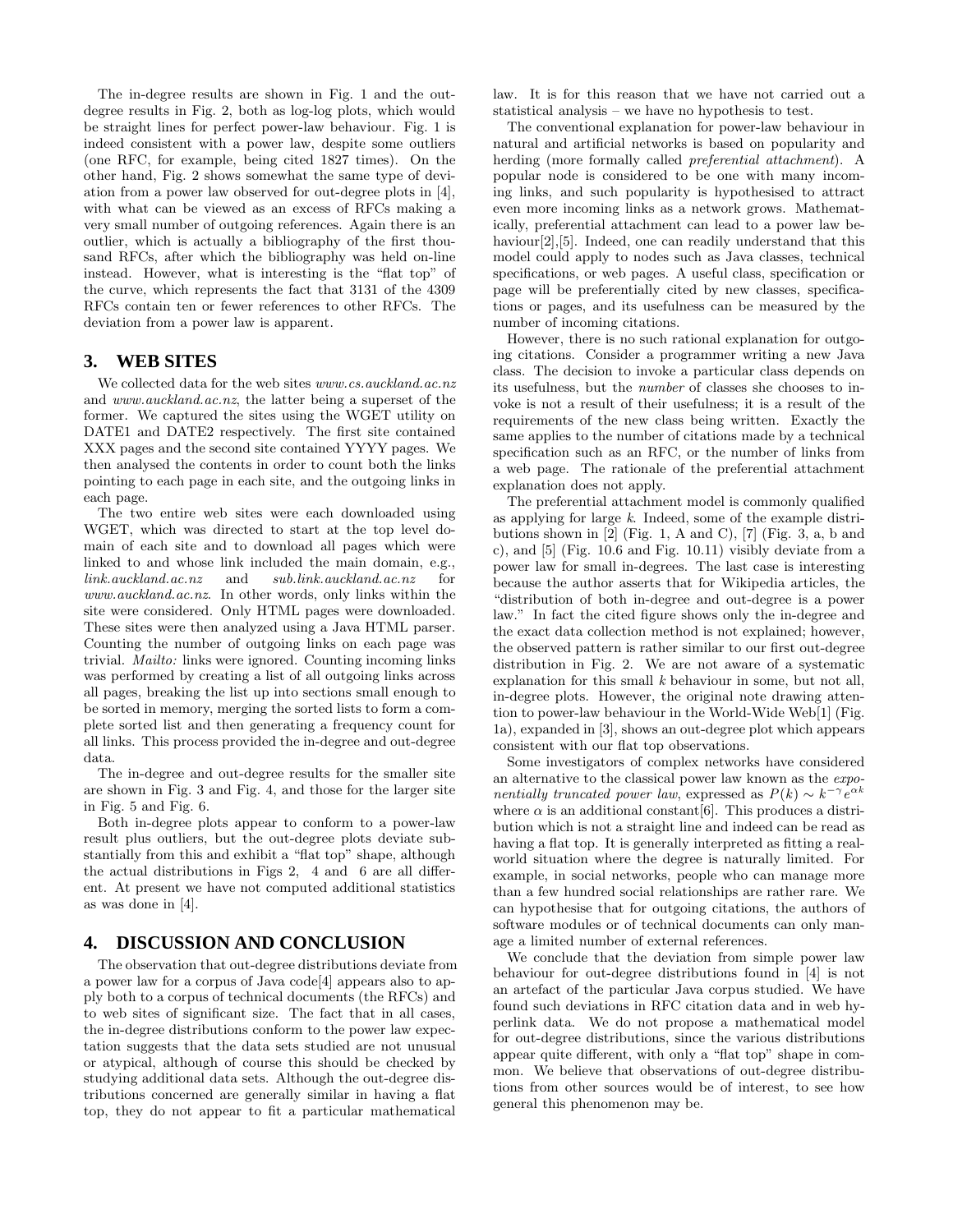The in-degree results are shown in Fig. 1 and the out-degree results in Fig. 2, both as log-log plots, which would be straight lines for perfect power-law behaviour. Fig. 1 is indeed consistent with a power law, despite some outliers (one RFC, for example, being cited 1827 times). On the other hand, Fig. 2 shows somewhat the same type of deviation from a power law observed for out-degree plots in [4], with what can be viewed as an excess of RFCs making a very small number of outgoing references. Again there is an outlier, which is actually a bibliography of the first thousand RFCs, after which the bibliography was held on-line instead. However, what is interesting is the "flat top" of the curve, which represents the fact that 3131 of the 4309 RFCs contain ten or fewer references to other RFCs. The deviation from a power law is apparent.

## 3. WEB SITES

We collected data for the web sites *www.cs.auckland.ac.nz* and *www.auckland.ac.nz*, the latter being a superset of the former. We captured the sites using the WGET utility on DATE1 and DATE2 respectively. The first site contained XXX pages and the second site contained YYYY pages. We then analysed the contents in order to count both the links pointing to each page in each site, and the outgoing links in each page.

The two entire web sites were each downloaded using WGET, which was directed to start at the top level domain of each site and to download all pages which were linked to and whose link included the main domain, e.g., *link.auckland.ac.nz* and *sub.link.auckland.ac.nz* for *www.auckland.ac.nz*. In other words, only links within the site were considered. Only HTML pages were downloaded. These sites were then analyzed using a Java HTML parser. Counting the number of outgoing links on each page was trivial. *Mailto:* links were ignored. Counting incoming links was performed by creating a list of all outgoing links across all pages, breaking the list up into sections small enough to be sorted in memory, merging the sorted lists to form a complete sorted list and then generating a frequency count for all links. This process provided the in-degree and out-degree data.

The in-degree and out-degree results for the smaller site are shown in Fig. 3 and Fig. 4, and those for the larger site in Fig. 5 and Fig. 6.

Both in-degree plots appear to conform to a power-law result plus outliers, but the out-degree plots deviate substantially from this and exhibit a "flat top" shape, although the actual distributions in Figs 2, 4 and 6 are all different. At present we have not computed additional statistics as was done in [4].

## 4. DISCUSSION AND CONCLUSION

The observation that out-degree distributions deviate from a power law for a corpus of Java code[4] appears also to apply both to a corpus of technical documents (the RFCs) and to web sites of significant size. The fact that in all cases, the in-degree distributions conform to the power law expectation suggests that the data sets studied are not unusual or atypical, although of course this should be checked by studying additional data sets. Although the out-degree distributions concerned are generally similar in having a flat top, they do not appear to fit a particular mathematical law. It is for this reason that we have not carried out a statistical analysis – we have no hypothesis to test.

The conventional explanation for power-law behaviour in natural and artificial networks is based on popularity and herding (more formally called *preferential attachment*). A popular node is considered to be one with many incoming links, and such popularity is hypothesised to attract even more incoming links as a network grows. Mathematically, preferential attachment can lead to a power law behaviour[2],[5]. Indeed, one can readily understand that this model could apply to nodes such as Java classes, technical specifications, or web pages. A useful class, specification or page will be preferentially cited by new classes, specifications or pages, and its usefulness can be measured by the number of incoming citations.

However, there is no such rational explanation for outgoing citations. Consider a programmer writing a new Java class. The decision to invoke a particular class depends on its usefulness, but the *number* of classes she chooses to invoke is not a result of their usefulness; it is a result of the requirements of the new class being written. Exactly the same applies to the number of citations made by a technical specification such as an RFC, or the number of links from a web page. The rationale of the preferential attachment explanation does not apply.

The preferential attachment model is commonly qualified as applying for large $k$. Indeed, some of the example distributions shown in [2] (Fig. 1, A and C), [7] (Fig. 3, a, b and c), and [5] (Fig. 10.6 and Fig. 10.11) visibly deviate from a power law for small in-degrees. The last case is interesting because the author asserts that for Wikipedia articles, the "distribution of both in-degree and out-degree is a power law." In fact the cited figure shows only the in-degree and the exact data collection method is not explained; however, the observed pattern is rather similar to our first out-degree distribution in Fig. 2. We are not aware of a systematic explanation for this small $k$ behaviour in some, but not all, in-degree plots. However, the original note drawing attention to power-law behaviour in the World-Wide Web[1] (Fig. 1a), expanded in [3], shows an out-degree plot which appears consistent with our flat top observations.

Some investigators of complex networks have considered an alternative to the classical power law known as the *exponentially truncated power law*, expressed as $P(k) \sim k^{-\gamma} e^{\alpha k}$ where $\alpha$ is an additional constant[6]. This produces a distribution which is not a straight line and indeed can be read as having a flat top. It is generally interpreted as fitting a real-world situation where the degree is naturally limited. For example, in social networks, people who can manage more than a few hundred social relationships are rather rare. We can hypothesise that for outgoing citations, the authors of software modules or of technical documents can only manage a limited number of external references.

We conclude that the deviation from simple power law behaviour for out-degree distributions found in [4] is not an artefact of the particular Java corpus studied. We have found such deviations in RFC citation data and in web hyperlink data. We do not propose a mathematical model for out-degree distributions, since the various distributions appear quite different, with only a "flat top" shape in common. We believe that observations of out-degree distributions from other sources would be of interest, to see how general this phenomenon may be.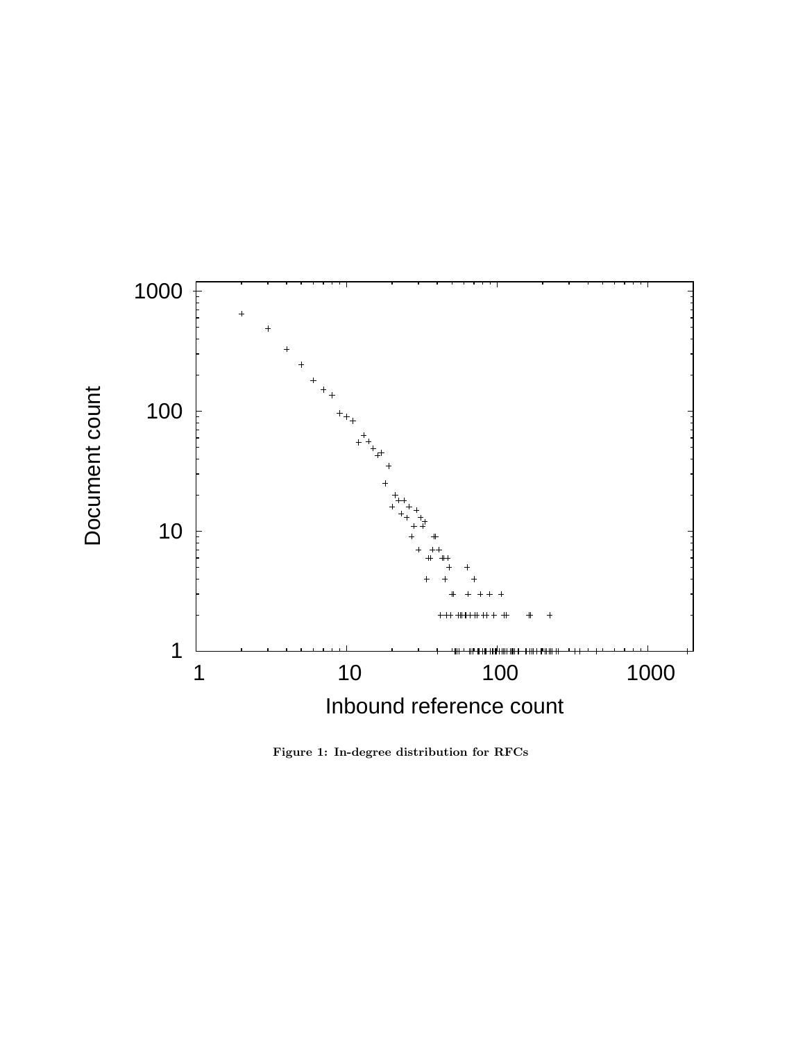Figure 1: In-degree distribution for RFCs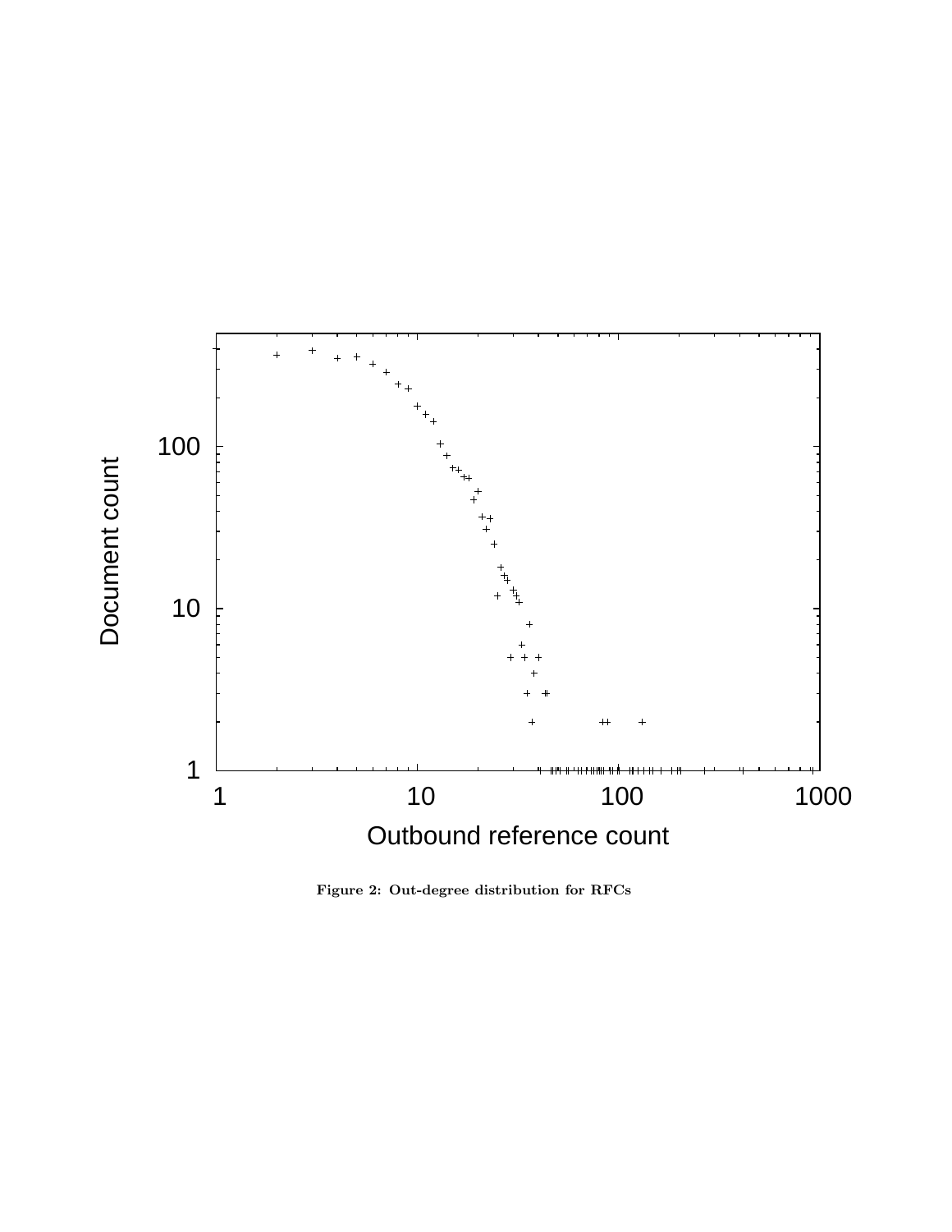Figure 2: Out-degree distribution for RFCs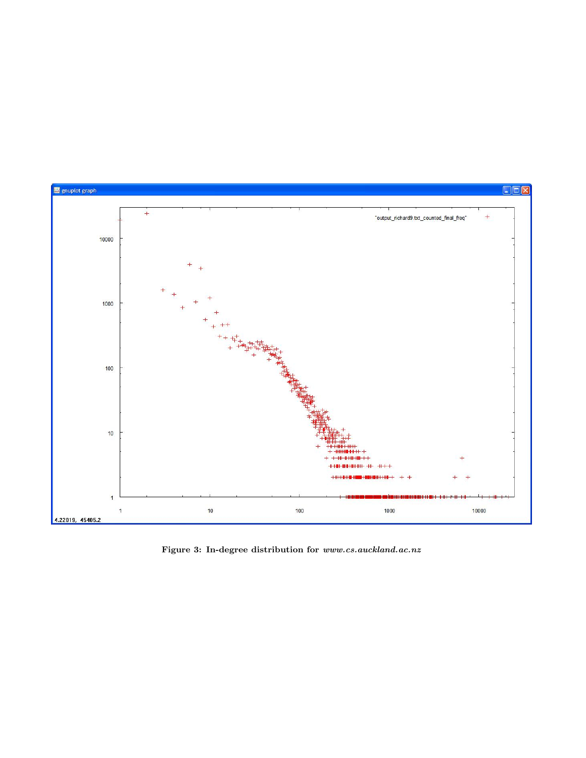**Figure 3: In-degree distribution for *www.cs.auckland.ac.nz***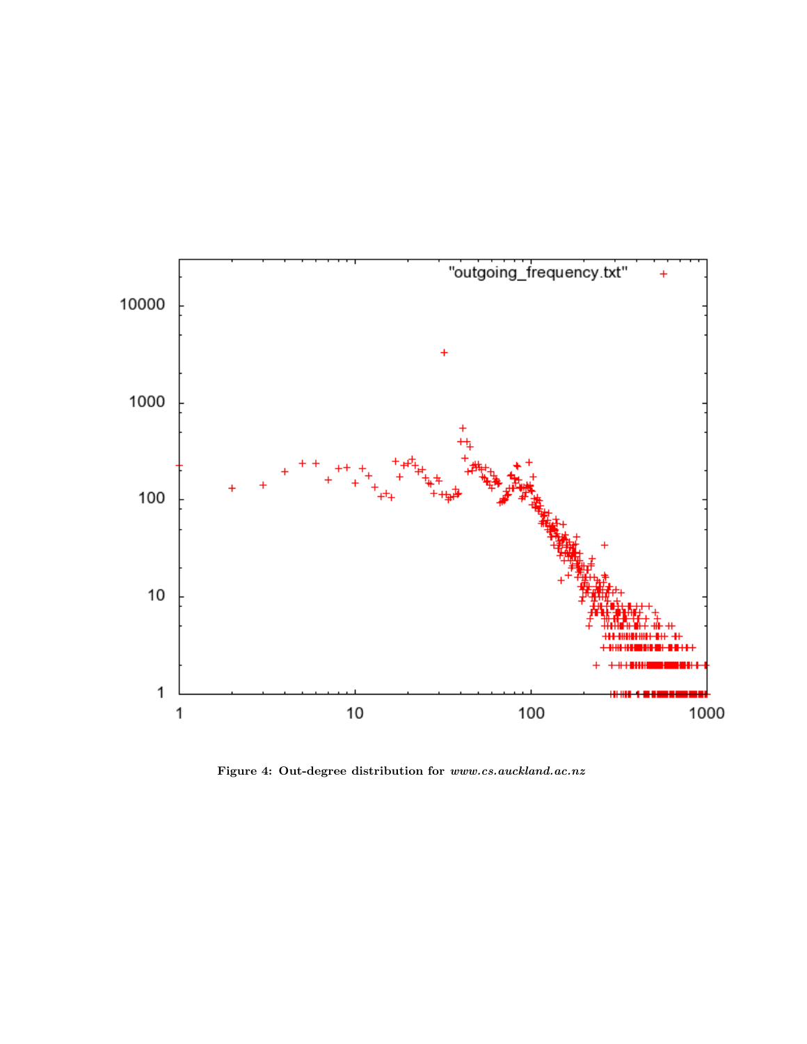Figure 4: Out-degree distribution for *www.cs.auckland.ac.nz*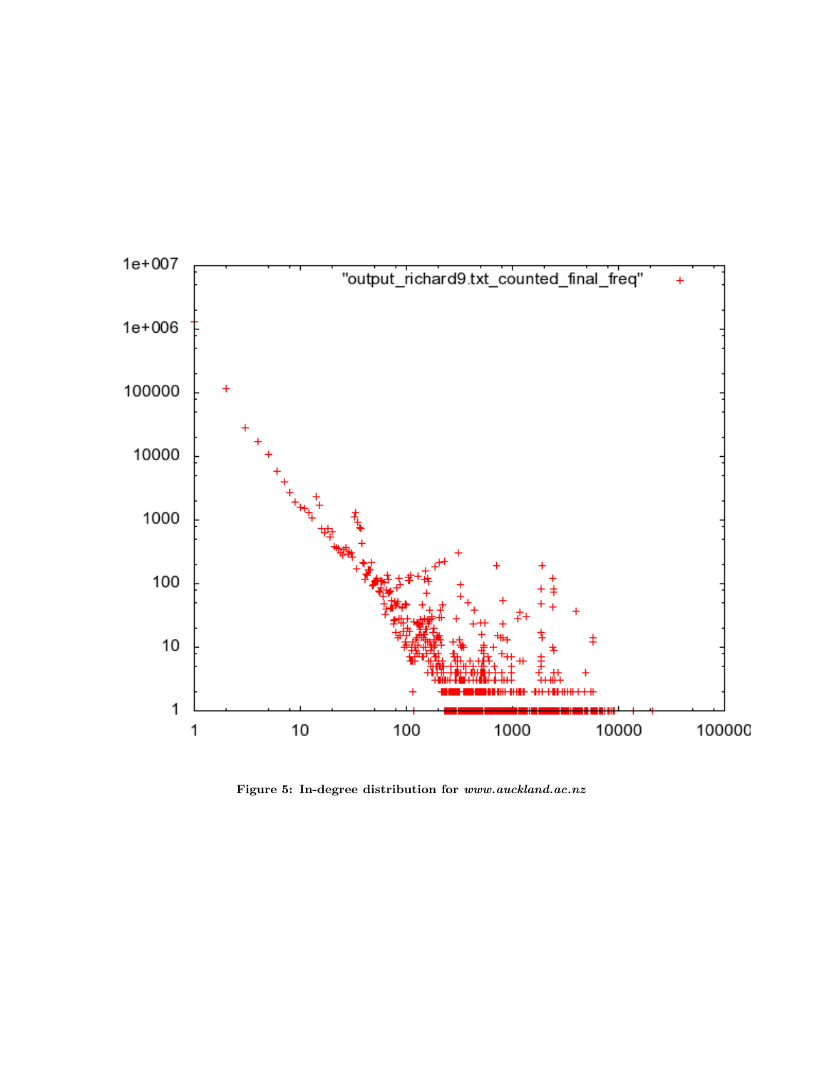Figure 5: In-degree distribution for *www.auckland.ac.nz*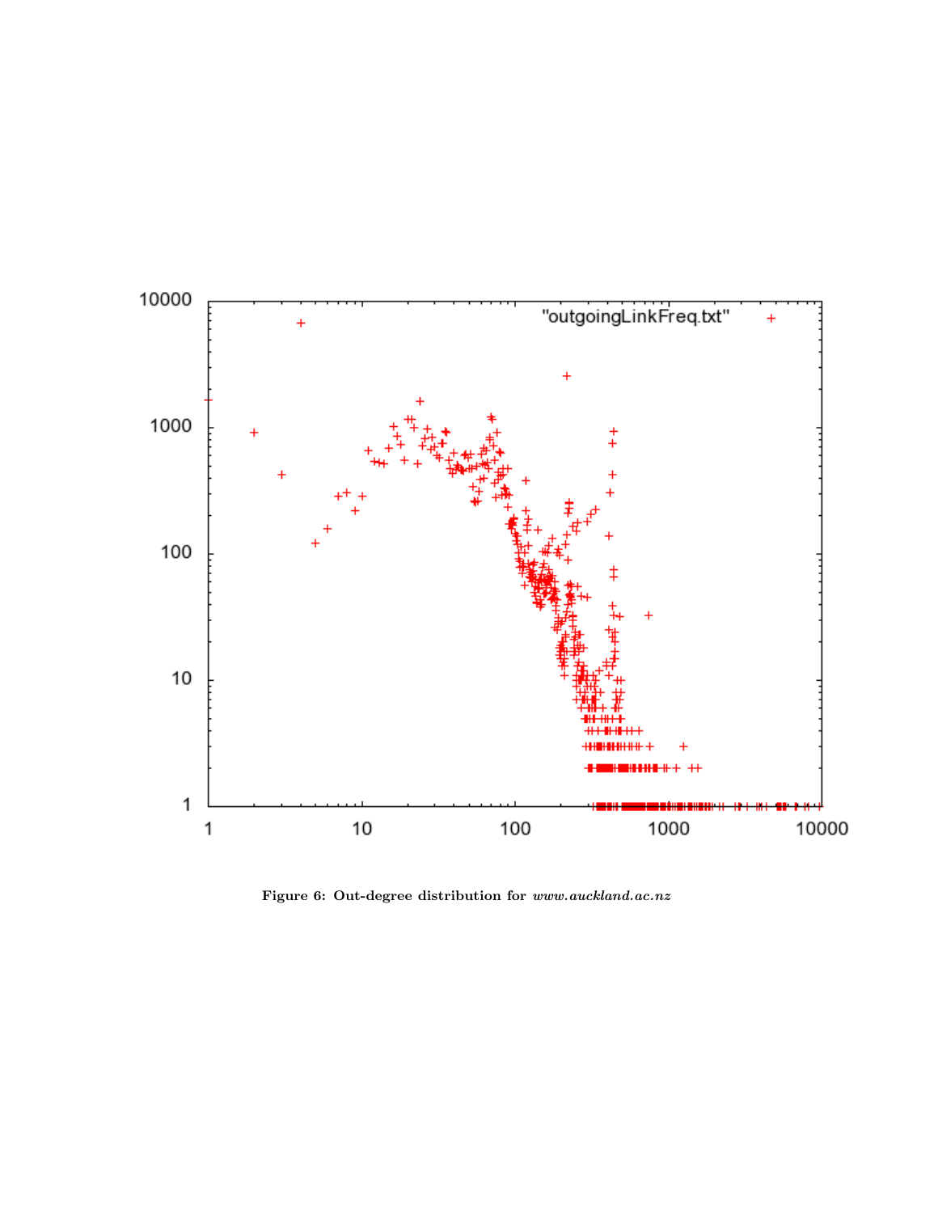Figure 6: Out-degree distribution for *www.auckland.ac.nz*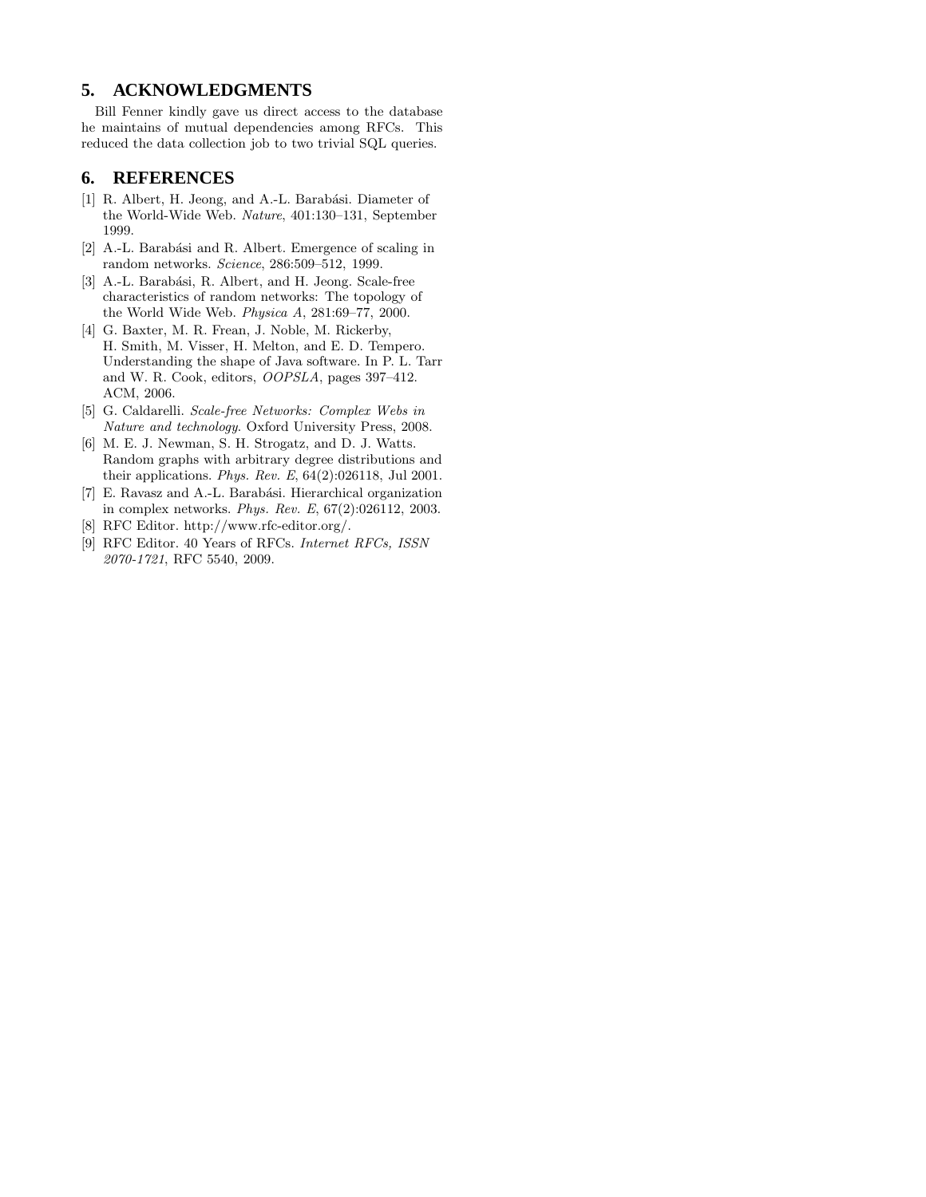## 5. ACKNOWLEDGMENTS

Bill Fenner kindly gave us direct access to the database he maintains of mutual dependencies among RFCs. This reduced the data collection job to two trivial SQL queries.

## 6. REFERENCES

[1] R. Albert, H. Jeong, and A.-L. Barabási. Diameter of the World-Wide Web. *Nature*, 401:130–131, September 1999.

[2] A.-L. Barabási and R. Albert. Emergence of scaling in random networks. *Science*, 286:509–512, 1999.

[3] A.-L. Barabási, R. Albert, and H. Jeong. Scale-free characteristics of random networks: The topology of the World Wide Web. *Physica A*, 281:69–77, 2000.

[4] G. Baxter, M. R. Frean, J. Noble, M. Rickerby, H. Smith, M. Visser, H. Melton, and E. D. Tempero. Understanding the shape of Java software. In P. L. Tarr and W. R. Cook, editors, *OOPSLA*, pages 397–412. ACM, 2006.

[5] G. Caldarelli. *Scale-free Networks: Complex Webs in Nature and technology*. Oxford University Press, 2008.

[6] M. E. J. Newman, S. H. Strogatz, and D. J. Watts. Random graphs with arbitrary degree distributions and their applications. *Phys. Rev. E*, 64(2):026118, Jul 2001.

[7] E. Ravasz and A.-L. Barabási. Hierarchical organization in complex networks. *Phys. Rev. E*, 67(2):026112, 2003.

[8] RFC Editor. http://www.rfc-editor.org/.

[9] RFC Editor. 40 Years of RFCs. *Internet RFCs, ISSN 2070-1721*, RFC 5540, 2009.